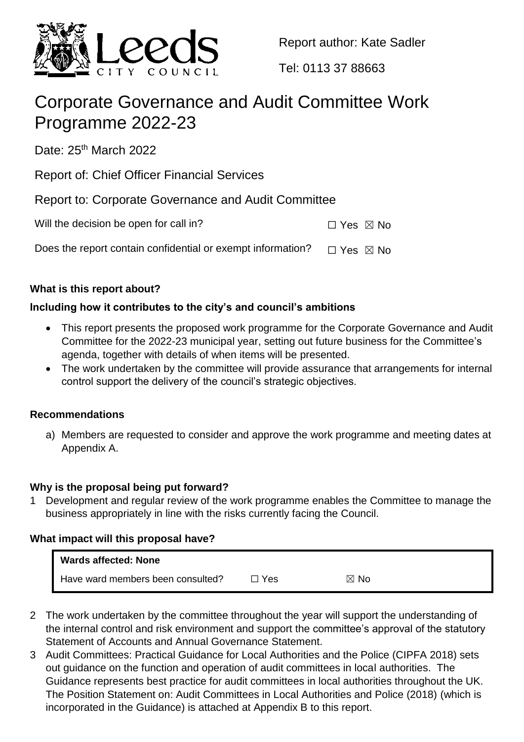Report author: Kate Sadler

Tel: 0113 37 88663

# Corporate Governance and Audit Committee Work Programme 2022-23

Date: 25th March 2022

Report of: Chief Officer Financial Services

Report to: Corporate Governance and Audit Committee

Will the decision be open for call in? ☐ Yes ☒ No

Does the report contain confidential or exempt information? ☐ Yes ☒ No

### What is this report about?

### Including how it contributes to the city's and council's ambitions

- This report presents the proposed work programme for the Corporate Governance and Audit Committee for the 2022-23 municipal year, setting out future business for the Committee's agenda, together with details of when items will be presented.
- The work undertaken by the committee will provide assurance that arrangements for internal control support the delivery of the council's strategic objectives.

### Recommendations

a) Members are requested to consider and approve the work programme and meeting dates at Appendix A.

### Why is the proposal being put forward?

1 Development and regular review of the work programme enables the Committee to manage the business appropriately in line with the risks currently facing the Council.

### What impact will this proposal have?

| **Wards affected: None** | | |
| --- | --- | --- |
| Have ward members been consulted? | ☐ Yes | ☒ No |

2 The work undertaken by the committee throughout the year will support the understanding of the internal control and risk environment and support the committee's approval of the statutory Statement of Accounts and Annual Governance Statement.

3 Audit Committees: Practical Guidance for Local Authorities and the Police (CIPFA 2018) sets out guidance on the function and operation of audit committees in local authorities. The Guidance represents best practice for audit committees in local authorities throughout the UK. The Position Statement on: Audit Committees in Local Authorities and Police (2018) (which is incorporated in the Guidance) is attached at Appendix B to this report.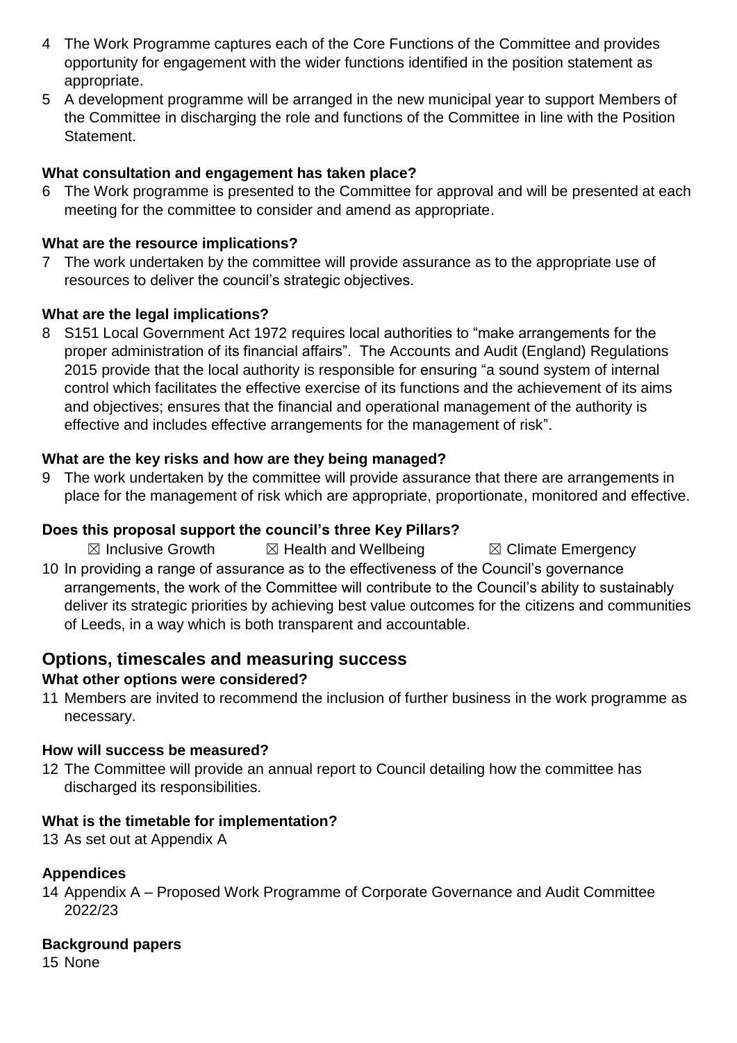4 The Work Programme captures each of the Core Functions of the Committee and provides opportunity for engagement with the wider functions identified in the position statement as appropriate.

5 A development programme will be arranged in the new municipal year to support Members of the Committee in discharging the role and functions of the Committee in line with the Position Statement.

### What consultation and engagement has taken place?

6 The Work programme is presented to the Committee for approval and will be presented at each meeting for the committee to consider and amend as appropriate.

### What are the resource implications?

7 The work undertaken by the committee will provide assurance as to the appropriate use of resources to deliver the council's strategic objectives.

### What are the legal implications?

8 S151 Local Government Act 1972 requires local authorities to "make arrangements for the proper administration of its financial affairs". The Accounts and Audit (England) Regulations 2015 provide that the local authority is responsible for ensuring "a sound system of internal control which facilitates the effective exercise of its functions and the achievement of its aims and objectives; ensures that the financial and operational management of the authority is effective and includes effective arrangements for the management of risk".

### What are the key risks and how are they being managed?

9 The work undertaken by the committee will provide assurance that there are arrangements in place for the management of risk which are appropriate, proportionate, monitored and effective.

### Does this proposal support the council's three Key Pillars?

☒ Inclusive Growth ☒ Health and Wellbeing ☒ Climate Emergency

10 In providing a range of assurance as to the effectiveness of the Council's governance arrangements, the work of the Committee will contribute to the Council's ability to sustainably deliver its strategic priorities by achieving best value outcomes for the citizens and communities of Leeds, in a way which is both transparent and accountable.

## Options, timescales and measuring success

### What other options were considered?

11 Members are invited to recommend the inclusion of further business in the work programme as necessary.

### How will success be measured?

12 The Committee will provide an annual report to Council detailing how the committee has discharged its responsibilities.

### What is the timetable for implementation?

13 As set out at Appendix A

### Appendices

14 Appendix A – Proposed Work Programme of Corporate Governance and Audit Committee 2022/23

### Background papers

15 None